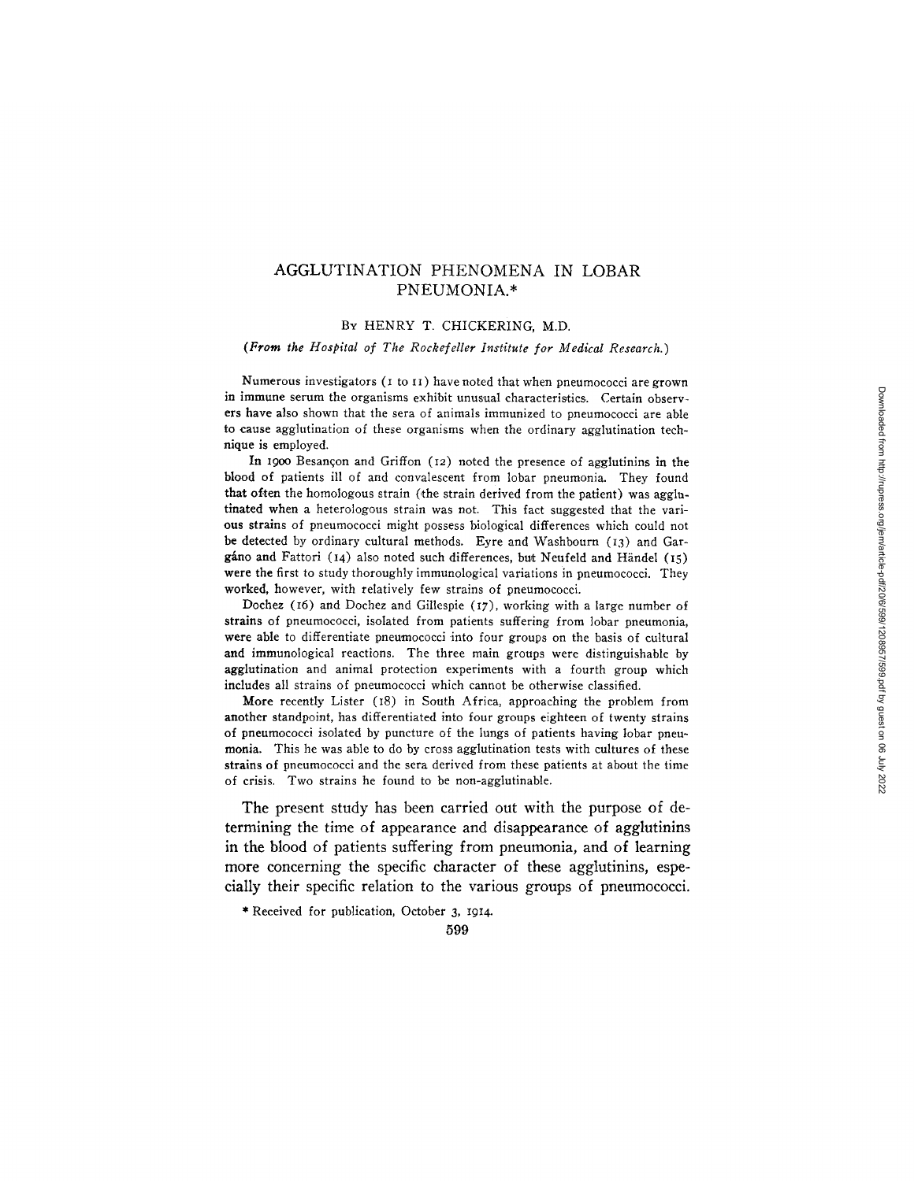# AGGLUTINATION PHENOMENA IN LOBAR PNEUMONIA.*

By HENRY T. CHICKERING, M.D.

*(From the Hospital of The Rockefeller Institute for Medical Research.)*

Numerous investigators (1 to 11) have noted that when pneumococci are grown in immune serum the organisms exhibit unusual characteristics. Certain observers have also shown that the sera of animals immunized to pneumococci are able to cause agglutination of these organisms when the ordinary agglutination technique is employed.

In 1900 Besançon and Griffon (12) noted the presence of agglutinins in the blood of patients ill of and convalescent from lobar pneumonia. They found that often the homologous strain (the strain derived from the patient) was agglutinated when a heterologous strain was not. This fact suggested that the various strains of pneumococci might possess biological differences which could not be detected by ordinary cultural methods. Eyre and Washbourn (13) and Gargáno and Fattori (14) also noted such differences, but Neufeld and Händel (15) were the first to study thoroughly immunological variations in pneumococci. They worked, however, with relatively few strains of pneumococci.

Dochez (16) and Dochez and Gillespie (17), working with a large number of strains of pneumococci, isolated from patients suffering from lobar pneumonia, were able to differentiate pneumococci into four groups on the basis of cultural and immunological reactions. The three main groups were distinguishable by agglutination and animal protection experiments with a fourth group which includes all strains of pneumococci which cannot be otherwise classified.

More recently Lister (18) in South Africa, approaching the problem from another standpoint, has differentiated into four groups eighteen of twenty strains of pneumococci isolated by puncture of the lungs of patients having lobar pneumonia. This he was able to do by cross agglutination tests with cultures of these strains of pneumococci and the sera derived from these patients at about the time of crisis. Two strains he found to be non-agglutinable.

The present study has been carried out with the purpose of determining the time of appearance and disappearance of agglutinins in the blood of patients suffering from pneumonia, and of learning more concerning the specific character of these agglutinins, especially their specific relation to the various groups of pneumococci.

\* Received for publication, October 3, 1914.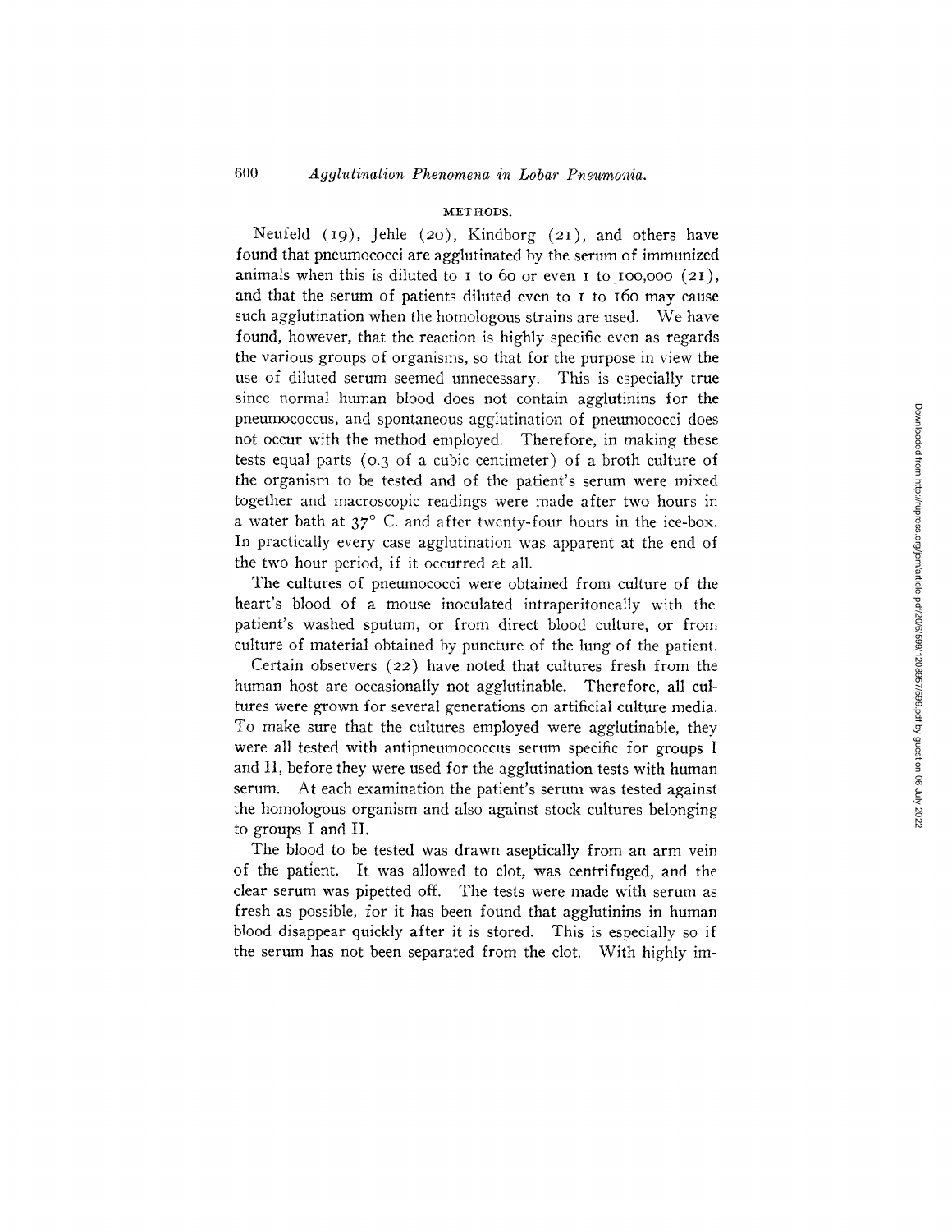## METHODS.

Neufeld (19), Jehle (20), Kindborg (21), and others have found that pneumococci are agglutinated by the serum of immunized animals when this is diluted to 1 to 60 or even 1 to 100,000 (21), and that the serum of patients diluted even to 1 to 160 may cause such agglutination when the homologous strains are used. We have found, however, that the reaction is highly specific even as regards the various groups of organisms, so that for the purpose in view the use of diluted serum seemed unnecessary. This is especially true since normal human blood does not contain agglutinins for the pneumococcus, and spontaneous agglutination of pneumococci does not occur with the method employed. Therefore, in making these tests equal parts (0.3 of a cubic centimeter) of a broth culture of the organism to be tested and of the patient's serum were mixed together and macroscopic readings were made after two hours in a water bath at 37° C. and after twenty-four hours in the ice-box. In practically every case agglutination was apparent at the end of the two hour period, if it occurred at all.

The cultures of pneumococci were obtained from culture of the heart's blood of a mouse inoculated intraperitoneally with the patient's washed sputum, or from direct blood culture, or from culture of material obtained by puncture of the lung of the patient.

Certain observers (22) have noted that cultures fresh from the human host are occasionally not agglutinable. Therefore, all cultures were grown for several generations on artificial culture media. To make sure that the cultures employed were agglutinable, they were all tested with antipneumococcus serum specific for groups I and II, before they were used for the agglutination tests with human serum. At each examination the patient's serum was tested against the homologous organism and also against stock cultures belonging to groups I and II.

The blood to be tested was drawn aseptically from an arm vein of the patient. It was allowed to clot, was centrifuged, and the clear serum was pipetted off. The tests were made with serum as fresh as possible, for it has been found that agglutinins in human blood disappear quickly after it is stored. This is especially so if the serum has not been separated from the clot. With highly im-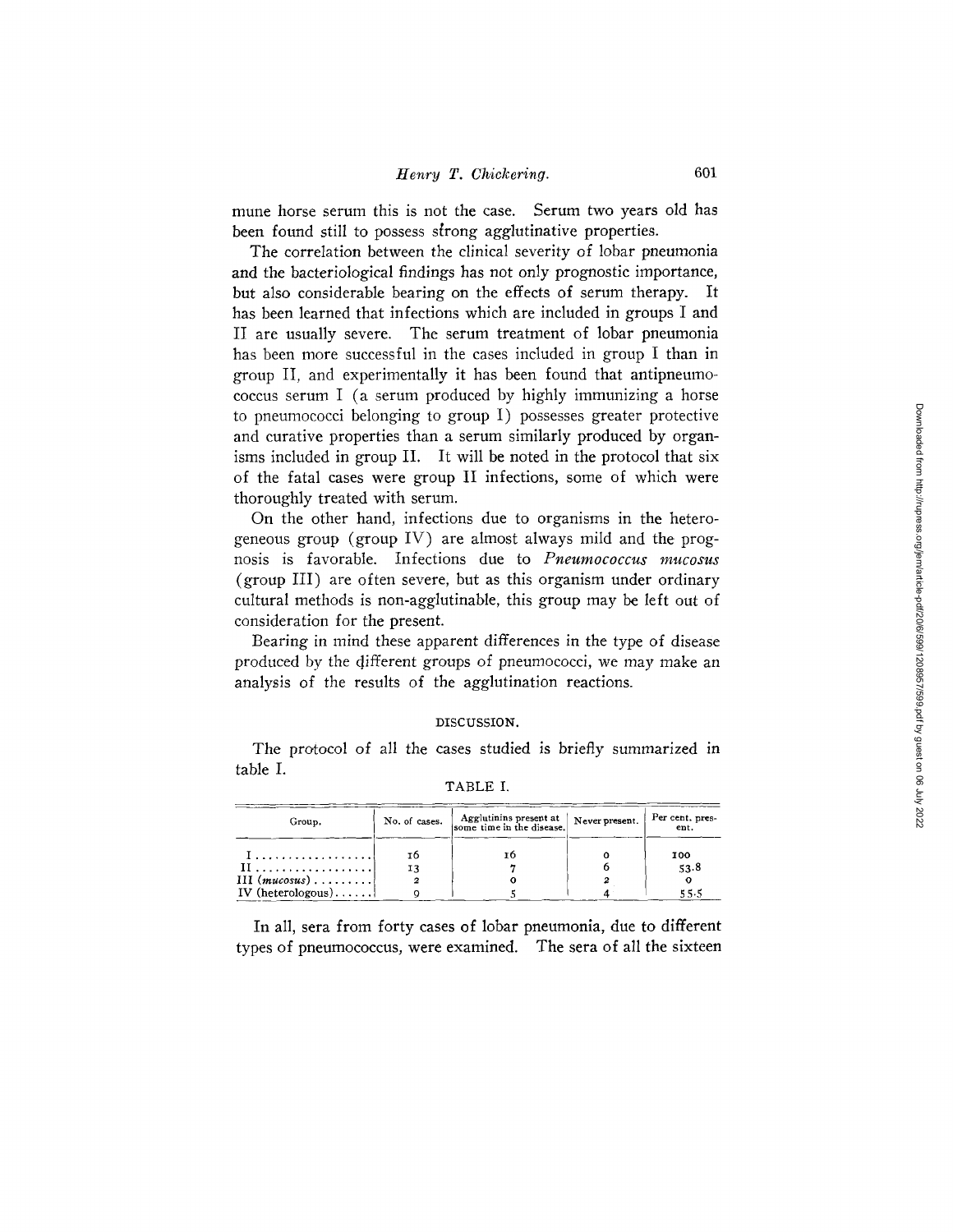mune horse serum this is not the case. Serum two years old has been found still to possess strong agglutinative properties.

The correlation between the clinical severity of lobar pneumonia and the bacteriological findings has not only prognostic importance, but also considerable bearing on the effects of serum therapy. It has been learned that infections which are included in groups I and II are usually severe. The serum treatment of lobar pneumonia has been more successful in the cases included in group I than in group II, and experimentally it has been found that antipneumococcus serum I (a serum produced by highly immunizing a horse to pneumococci belonging to group I) possesses greater protective and curative properties than a serum similarly produced by organisms included in group II. It will be noted in the protocol that six of the fatal cases were group II infections, some of which were thoroughly treated with serum.

On the other hand, infections due to organisms in the heterogeneous group (group IV) are almost always mild and the prognosis is favorable. Infections due to *Pneumococcus mucosus* (group III) are often severe, but as this organism under ordinary cultural methods is non-agglutinable, this group may be left out of consideration for the present.

Bearing in mind these apparent differences in the type of disease produced by the different groups of pneumococci, we may make an analysis of the results of the agglutination reactions.

## DISCUSSION.

The protocol of all the cases studied is briefly summarized in table I.

TABLE I.

| Group. | No. of cases. | Agglutinins present at some time in the disease. | Never present. | Per cent. present. |
|---|---|---|---|---|
| I | 16 | 16 | 0 | 100 |
| II | 13 | 7 | 6 | 53.8 |
| III (*mucosus*) | 2 | 0 | 2 | 0 |
| IV (heterologous) | 9 | 5 | 4 | 55.5 |

In all, sera from forty cases of lobar pneumonia, due to different types of pneumococcus, were examined. The sera of all the sixteen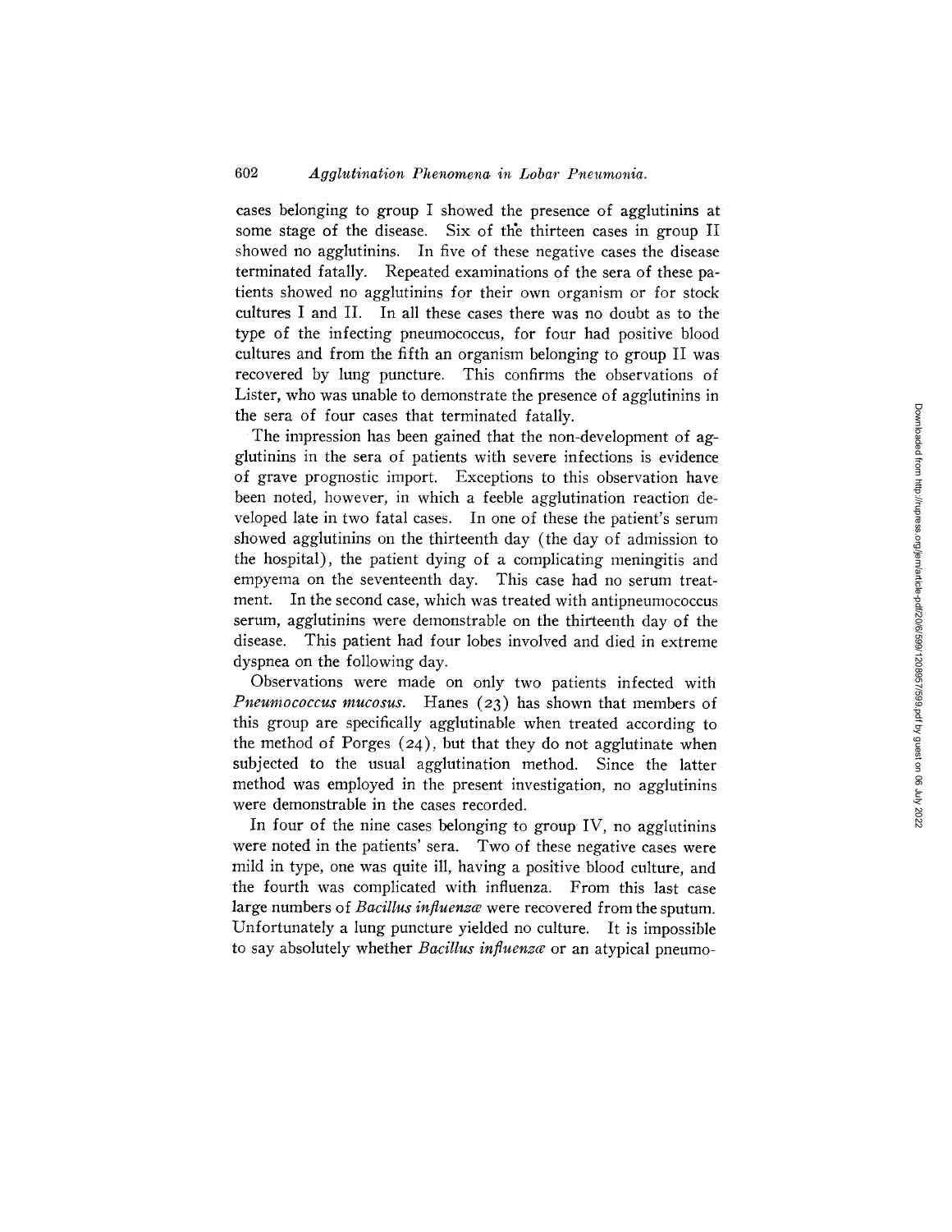cases belonging to group I showed the presence of agglutinins at some stage of the disease. Six of the thirteen cases in group II showed no agglutinins. In five of these negative cases the disease terminated fatally. Repeated examinations of the sera of these patients showed no agglutinins for their own organism or for stock cultures I and II. In all these cases there was no doubt as to the type of the infecting pneumococcus, for four had positive blood cultures and from the fifth an organism belonging to group II was recovered by lung puncture. This confirms the observations of Lister, who was unable to demonstrate the presence of agglutinins in the sera of four cases that terminated fatally.

The impression has been gained that the non-development of agglutinins in the sera of patients with severe infections is evidence of grave prognostic import. Exceptions to this observation have been noted, however, in which a feeble agglutination reaction developed late in two fatal cases. In one of these the patient's serum showed agglutinins on the thirteenth day (the day of admission to the hospital), the patient dying of a complicating meningitis and empyema on the seventeenth day. This case had no serum treatment. In the second case, which was treated with antipneumococcus serum, agglutinins were demonstrable on the thirteenth day of the disease. This patient had four lobes involved and died in extreme dyspnea on the following day.

Observations were made on only two patients infected with *Pneumococcus mucosus*. Hanes (23) has shown that members of this group are specifically agglutinable when treated according to the method of Porges (24), but that they do not agglutinate when subjected to the usual agglutination method. Since the latter method was employed in the present investigation, no agglutinins were demonstrable in the cases recorded.

In four of the nine cases belonging to group IV, no agglutinins were noted in the patients' sera. Two of these negative cases were mild in type, one was quite ill, having a positive blood culture, and the fourth was complicated with influenza. From this last case large numbers of *Bacillus influenzæ* were recovered from the sputum. Unfortunately a lung puncture yielded no culture. It is impossible to say absolutely whether *Bacillus influenzæ* or an atypical pneumo-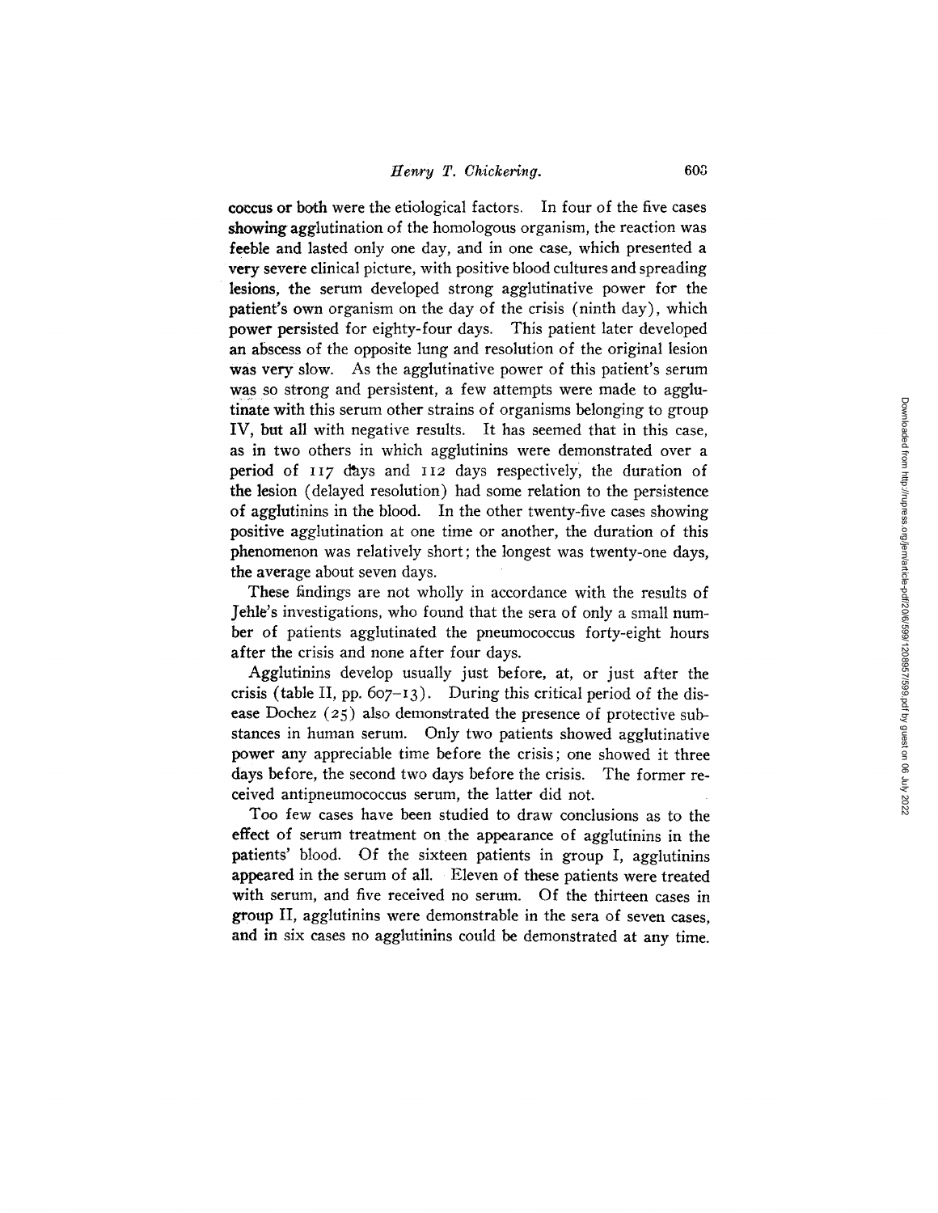coccus or both were the etiological factors. In four of the five cases showing agglutination of the homologous organism, the reaction was feeble and lasted only one day, and in one case, which presented a very severe clinical picture, with positive blood cultures and spreading lesions, the serum developed strong agglutinative power for the patient's own organism on the day of the crisis (ninth day), which power persisted for eighty-four days. This patient later developed an abscess of the opposite lung and resolution of the original lesion was very slow. As the agglutinative power of this patient's serum was so strong and persistent, a few attempts were made to agglutinate with this serum other strains of organisms belonging to group IV, but all with negative results. It has seemed that in this case, as in two others in which agglutinins were demonstrated over a period of 117 days and 112 days respectively, the duration of the lesion (delayed resolution) had some relation to the persistence of agglutinins in the blood. In the other twenty-five cases showing positive agglutination at one time or another, the duration of this phenomenon was relatively short; the longest was twenty-one days, the average about seven days.

These findings are not wholly in accordance with the results of Jehle's investigations, who found that the sera of only a small number of patients agglutinated the pneumococcus forty-eight hours after the crisis and none after four days.

Agglutinins develop usually just before, at, or just after the crisis (table II, pp. 607–13). During this critical period of the disease Dochez (25) also demonstrated the presence of protective substances in human serum. Only two patients showed agglutinative power any appreciable time before the crisis; one showed it three days before, the second two days before the crisis. The former received antipneumococcus serum, the latter did not.

Too few cases have been studied to draw conclusions as to the effect of serum treatment on the appearance of agglutinins in the patients' blood. Of the sixteen patients in group I, agglutinins appeared in the serum of all. Eleven of these patients were treated with serum, and five received no serum. Of the thirteen cases in group II, agglutinins were demonstrable in the sera of seven cases, and in six cases no agglutinins could be demonstrated at any time.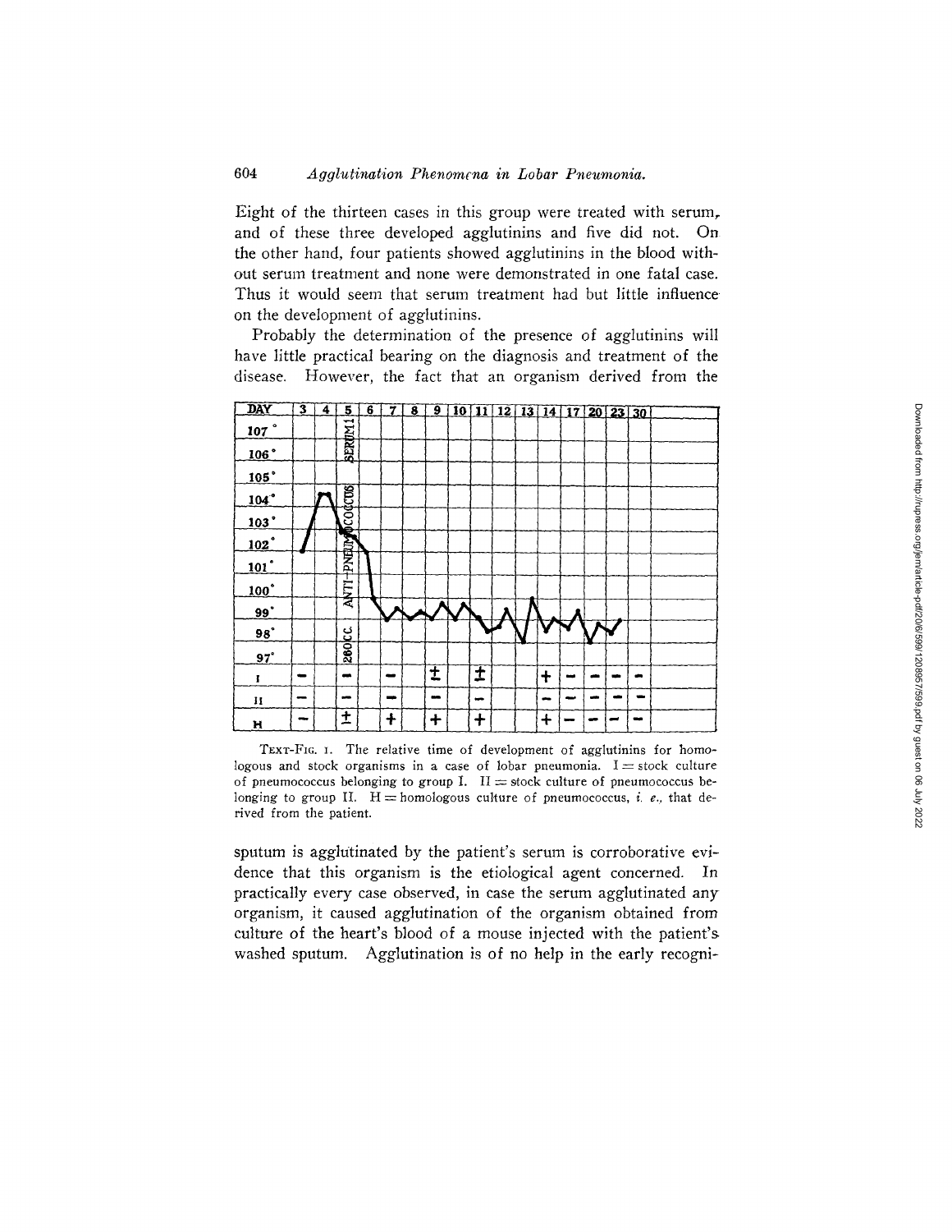Eight of the thirteen cases in this group were treated with serum, and of these three developed agglutinins and five did not. On the other hand, four patients showed agglutinins in the blood without serum treatment and none were demonstrated in one fatal case. Thus it would seem that serum treatment had but little influence on the development of agglutinins.

Probably the determination of the presence of agglutinins will have little practical bearing on the diagnosis and treatment of the disease. However, the fact that an organism derived from the sputum is agglutinated by the patient's serum is corroborative evidence that this organism is the etiological agent concerned. In practically every case observed, in case the serum agglutinated any organism, it caused agglutination of the organism obtained from culture of the heart's blood of a mouse injected with the patient's washed sputum. Agglutination is of no help in the early recogni-

| DAY | 3 | 4 | 5 | 6 | 7 | 8 | 9 | 10 | 11 | 12 | 13 | 14 | 17 | 20 | 23 | 30 |
|---|---|---|---|---|---|---|---|---|---|---|---|---|---|---|---|---|
| | | | 260 CC. ANTI-PNEUMOCOCCUS SERUM I | | | | | | | | | | | | | |
| I | − | | − | | − | | ± | | ± | | | + | − | − | − | − |
| II | − | | − | | − | | − | | − | | | − | − | − | − | − |
| H | − | | ± | | + | | + | | + | | | + | − | − | − | − |

TEXT-FIG. 1. The relative time of development of agglutinins for homologous and stock organisms in a case of lobar pneumonia. I = stock culture of pneumococcus belonging to group I. II = stock culture of pneumococcus belonging to group II. H = homologous culture of pneumococcus, *i. e.*, that derived from the patient.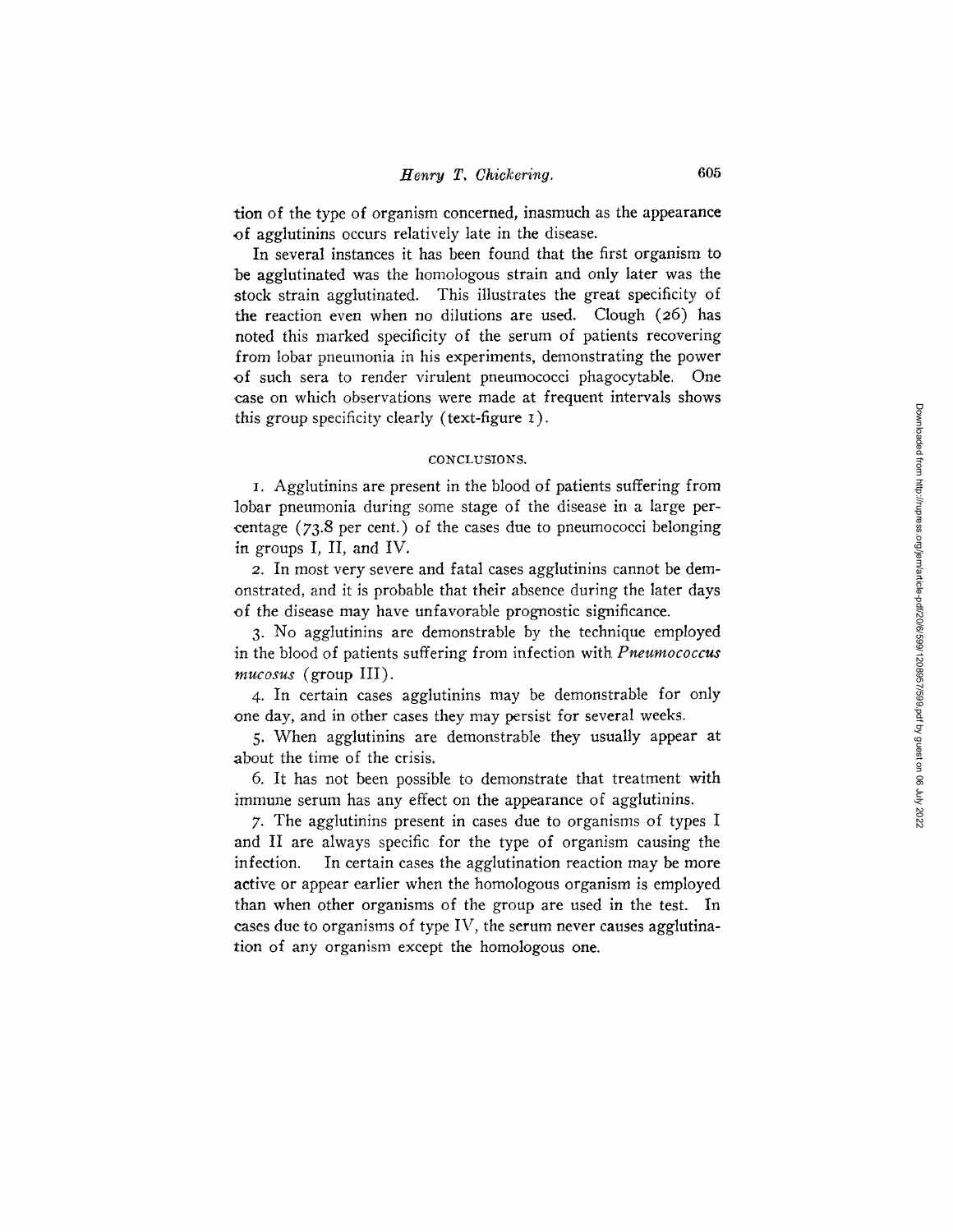tion of the type of organism concerned, inasmuch as the appearance of agglutinins occurs relatively late in the disease.

In several instances it has been found that the first organism to be agglutinated was the homologous strain and only later was the stock strain agglutinated. This illustrates the great specificity of the reaction even when no dilutions are used. Clough (26) has noted this marked specificity of the serum of patients recovering from lobar pneumonia in his experiments, demonstrating the power of such sera to render virulent pneumococci phagocytable. One case on which observations were made at frequent intervals shows this group specificity clearly (text-figure 1).

## CONCLUSIONS.

1. Agglutinins are present in the blood of patients suffering from lobar pneumonia during some stage of the disease in a large percentage (73.8 per cent.) of the cases due to pneumococci belonging in groups I, II, and IV.

2. In most very severe and fatal cases agglutinins cannot be demonstrated, and it is probable that their absence during the later days of the disease may have unfavorable prognostic significance.

3. No agglutinins are demonstrable by the technique employed in the blood of patients suffering from infection with *Pneumococcus mucosus* (group III).

4. In certain cases agglutinins may be demonstrable for only one day, and in other cases they may persist for several weeks.

5. When agglutinins are demonstrable they usually appear at about the time of the crisis.

6. It has not been possible to demonstrate that treatment with immune serum has any effect on the appearance of agglutinins.

7. The agglutinins present in cases due to organisms of types I and II are always specific for the type of organism causing the infection. In certain cases the agglutination reaction may be more active or appear earlier when the homologous organism is employed than when other organisms of the group are used in the test. In cases due to organisms of type IV, the serum never causes agglutination of any organism except the homologous one.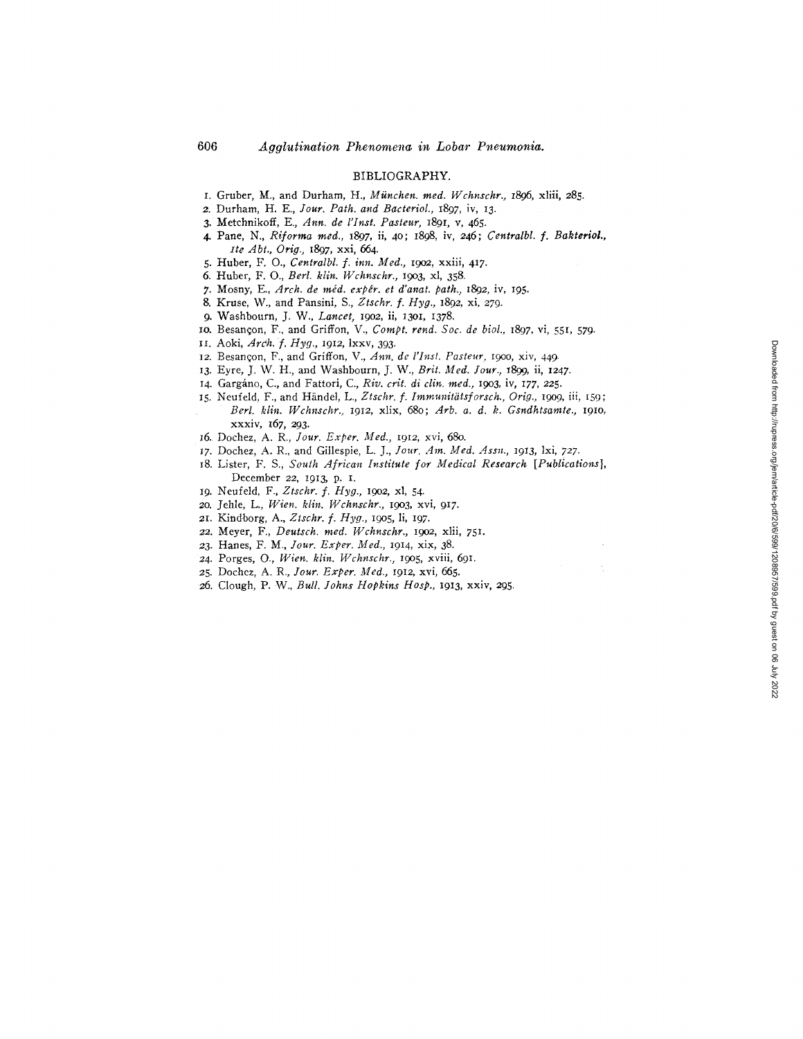## BIBLIOGRAPHY.

1. Gruber, M., and Durham, H., *München. med. Wchnschr.*, 1896, xliii, 285.
2. Durham, H. E., *Jour. Path. and Bacteriol.*, 1897, iv, 13.
3. Metchnikoff, E., *Ann. de l'Inst. Pasteur*, 1891, v, 465.
4. Pane, N., *Riforma med.*, 1897, ii, 40; 1898, iv, 246; *Centralbl. f. Bakteriol., 1te Abt., Orig.*, 1897, xxi, 664.
5. Huber, F. O., *Centralbl. f. inn. Med.*, 1902, xxiii, 417.
6. Huber, F. O., *Berl. klin. Wchnschr.*, 1903, xl, 358.
7. Mosny, E., *Arch. de méd. expér. et d'anat. path.*, 1892, iv, 195.
8. Kruse, W., and Pansini, S., *Ztschr. f. Hyg.*, 1892, xi, 279.
9. Washbourn, J. W., *Lancet*, 1902, ii, 1301, 1378.
10. Besançon, F., and Griffon, V., *Compt. rend. Soc. de biol.*, 1897, vi, 551, 579.
11. Aoki, *Arch. f. Hyg.*, 1912, lxxv, 393.
12. Besançon, F., and Griffon, V., *Ann. de l'Inst. Pasteur*, 1900, xiv, 449.
13. Eyre, J. W. H., and Washbourn, J. W., *Brit. Med. Jour.*, 1899, ii, 1247.
14. Gargáno, C., and Fattori, C., *Riv. crit. di clin. med.*, 1903, iv, 177, 225.
15. Neufeld, F., and Händel, L., *Ztschr. f. Immunitätsforsch., Orig.*, 1909, iii, 159; *Berl. klin. Wchnschr.*, 1912, xlix, 680; *Arb. a. d. k. Gsndhtsamte.*, 1910, xxxiv, 167, 293.
16. Dochez, A. R., *Jour. Exper. Med.*, 1912, xvi, 680.
17. Dochez, A. R., and Gillespie, L. J., *Jour. Am. Med. Assn.*, 1913, lxi, 727.
18. Lister, F. S., *South African Institute for Medical Research [Publications]*, December 22, 1913, p. 1.
19. Neufeld, F., *Ztschr. f. Hyg.*, 1902, xl, 54.
20. Jehle, L., *Wien. klin. Wchnschr.*, 1903, xvi, 917.
21. Kindborg, A., *Ztschr. f. Hyg.*, 1905, li, 197.
22. Meyer, F., *Deutsch. med. Wchnschr.*, 1902, xlii, 751.
23. Hanes, F. M., *Jour. Exper. Med.*, 1914, xix, 38.
24. Porges, O., *Wien. klin. Wchnschr.*, 1905, xviii, 691.
25. Dochez, A. R., *Jour. Exper. Med.*, 1912, xvi, 665.
26. Clough, P. W., *Bull. Johns Hopkins Hosp.*, 1913, xxiv, 295.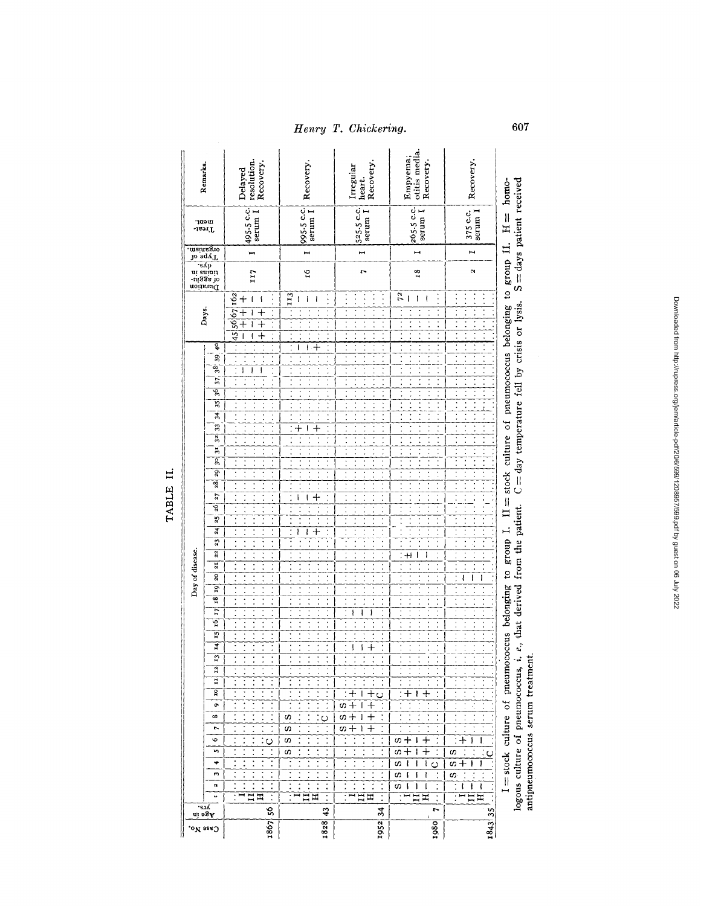# TABLE II.

| Case No. | Age in yrs. | Strain | Day of disease | Later days | Duration of agglutinins in dys. | Type of organism. | Treatment. | Remarks. |
|---|---|---|---|---|---|---|---|---|
| 1867 | 56 | I | 38: − | 45: −; 56: +; 67: +; 162: + | 117 | I | 495.5 c.c. serum I | Delayed resolution. Recovery. |
| | | II | 38: − | 45: −; 56: −; 67: −; 162: − | | | | |
| | | H | C on day 6 | 45: +; 56: +; 67: +; 162: − | | | | |
| 1828 | 43 | S | Days 5, 6, 8 | | 16 | I | 995.5 c.c. serum I | Recovery. |
| | | I | 24: −; 27: −; 33: +; 40: − | 113: − | | | | |
| | | II | 24: −; 27: −; 33: −; 40: − | 113: − | | | | |
| | | H | 24: +; 27: +; 33: +; 40: +; C on day 8 | 113: − | | | | |
| 1952 | 34 | S | Days 7, 8, 9 | | 7 | I | 525.5 c.c. serum I | Irregular heart. Recovery. |
| | | I | 7: +; 8: +; 9: +; 10: +; 14: −; 17: − | | | | | |
| | | II | 7: −; 8: −; 9: −; 10: −; 14: −; 17: − | | | | | |
| | | H | 7: +; 8: +; 9: +; 10: +; 14: +; 17: −; C on day 10 | | | | | |
| 1980 | 7 | S | Days 2, 3, 4, 5, 6 | | 18 | I | 265.5 c.c. serum I | Empyema; otitis media. Recovery. |
| | | I | 2: −; 3: −; 4: −; 5: +; 6: +; 10: +; 22: ± | 72: − | | | | |
| | | II | 2: −; 3: −; 4: −; 5: −; 6: −; 10: −; 22: − | 72: − | | | | |
| | | H | 2: −; 3: −; 4: −; 5: +; 6: +; 10: +; 22: −; C on day 4 | 72: − | | | | |
| 1843 | 35 | S | Days 3, 4, 5 | | 2 | I | 375 c.c. serum I | Recovery. |
| | | I | 2: −; 4: +; 6: +; 20: − | | | | | |
| | | II | 2: −; 4: −; 6: −; 20: − | | | | | |
| | | H | 2: −; 4: −; 6: −; 20: −; C on day 5 | | | | | |

I = stock culture of pneumococcus belonging to group I. II = stock culture of pneumococcus belonging to group II. H = homologous culture of pneumococcus, *i. e.*, that derived from the patient. C = day temperature fell by crisis or lysis. S = days patient received antipneumococcus serum treatment.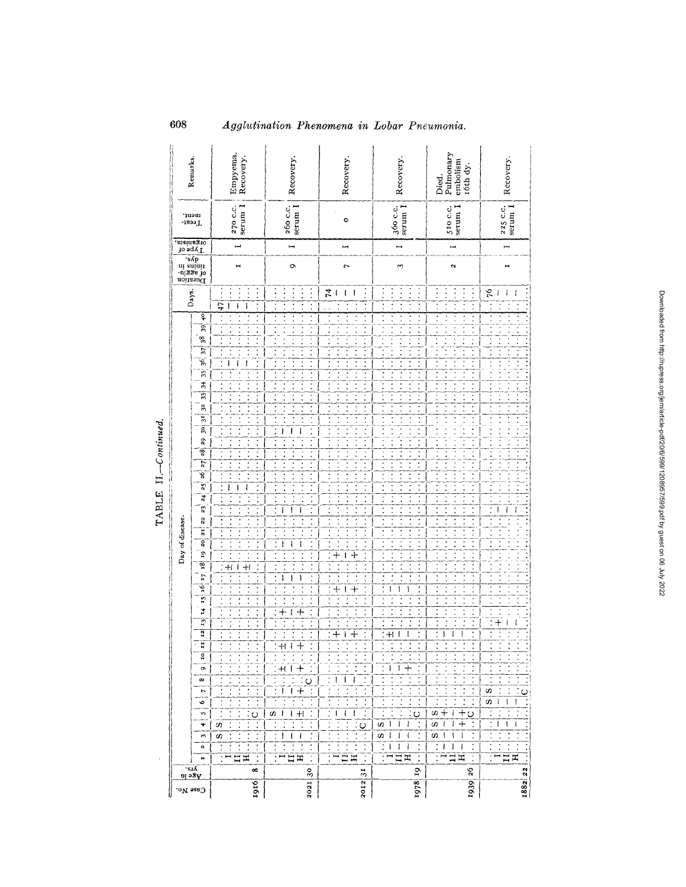TABLE II.—*Continued.*

| Case No. | Age in yrs. | | Day of disease: 2 | 3 | 4 | 5 | 6 | 7 | 8 | 9 | 11 | 12 | 13 | 14 | 16 | 17 | 18 | 19 | 20 | 23 | 25 | 30 | 36 | Days. | Duration of agglutinins in dys. | Type of organism. | Treatment. | Remarks. |
|---|---|---|---|---|---|---|---|---|---|---|---|---|---|---|---|---|---|---|---|---|---|---|---|---|---|---|---|---|
| 1916 | 8 | | | S | S | | | | | | | | | | | | | | | | | | | 47 | 1 | I | 270 c.c. serum I | Empyema. Recovery. |
| | | I | | | | | | | | | | | | | | | ± | | | | — | | — | — | | | | |
| | | II | | | | | | | | | | | | | | | — | | | | — | | — | — | | | | |
| | | H | | | | | | | | | | | | | | | ± | | | | — | | — | — | | | | |
| | | | | | | C | | | | | | | | | | | | | | | | | | | | | | |
| 2021 | 30 | | | | | S | | | | | | | | | | | | | | | | | | | 9 | I | 260 c.c. serum I | Recovery. |
| | | I | | — | | — | | — | | ± | ± | | | + | | — | | | — | — | | — | | | | | | |
| | | II | | — | | — | | — | | — | — | | | — | | — | | | — | — | | — | | | | | | |
| | | H | | — | | ± | | + | | + | + | | | + | | — | | | — | — | | — | | | | | | |
| | | | | | | | | | C | | | | | | | | | | | | | | | | | | | |
| 2012 | 31 | | | | | | | | | | | | | | | | | | | | | | | 74 | 7 | I | 0 | Recovery. |
| | | I | | | | — | | | — | | | + | | | + | | | + | | | | | | — | | | | |
| | | II | | | | — | | | — | | | — | | | — | | | — | | | | | | — | | | | |
| | | H | | | | — | | | — | | | + | | | + | | | + | | | | | | — | | | | |
| | | | | | C | | | | | | | | | | | | | | | | | | | | | | | |
| 1978 | 19 | | | S | S | | | | | | | | | | | | | | | | | | | | 3 | I | 360 c.c. serum I | Recovery. |
| | | I | — | — | — | | | | | — | | ± | | | — | | | | | | | | | | | | | |
| | | II | — | — | — | | | | | — | | — | | | — | | | | | | | | | | | | | |
| | | H | — | — | — | | | | | + | | — | | | — | | | | | | | | | | | | | |
| | | | | | | C | | | | | | | | | | | | | | | | | | | | | | |
| 1939 | 26 | | | S | S | S | | | | | | | | | | | | | | | | | | | 2 | I | 510 c.c. serum I | Died. Pulmonary embolism 16th dy. |
| | | I | — | — | — | + | | | | | | — | | | | | | | | | | | | | | | | |
| | | II | — | — | — | — | | | | | | — | | | | | | | | | | | | | | | | |
| | | H | — | — | + | + | | | | | | — | | | | | | | | | | | | | | | | |
| | | | | | | C | | | | | | | | | | | | | | | | | | | | | | |
| 1882 | 22 | | | | | | S | S | | | | | | | | | | | | | | | | 76 | 1 | I | 225 c.c. serum I | Recovery. |
| | | I | | | — | | — | | | | | | + | | | | | | | — | | | | — | | | | |
| | | II | | | — | | — | | | | | | — | | | | | | | — | | | | — | | | | |
| | | H | | | — | | — | | | | | | — | | | | | | | — | | | | — | | | | |
| | | | | | | | | C | | | | | | | | | | | | | | | | | | | | |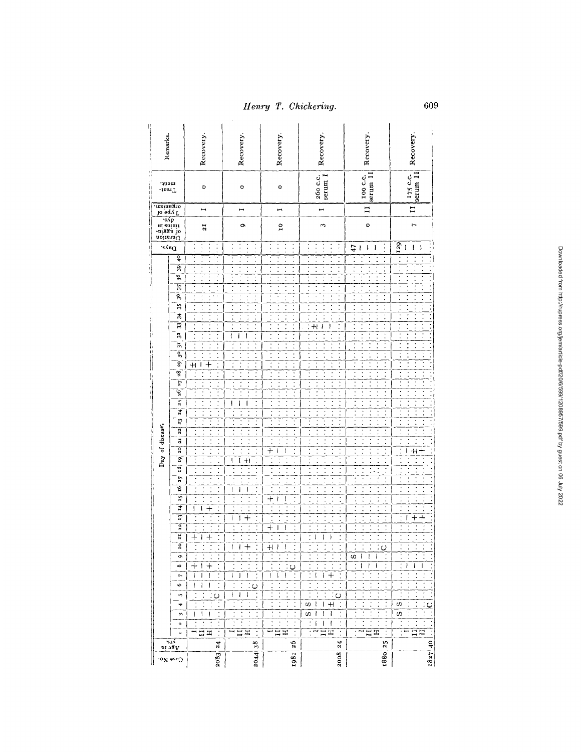| Case No. | Age in yrs. | Organism | Day of disease: readings | Days | Duration of agglutinins in dys. | Type of organism. | Treatment. | Remarks. |
|---|---|---|---|---|---|---|---|---|
| 2083 | 24 | I | 3: −; 6: −; 7: −; 8: +; 11: +; 14: −; 29: ± | | 21 | I | 0 | Recovery. |
| | | II | 3: −; 6: −; 7: −; 8: −; 11: −; 14: −; 29: − | | | | | |
| | | H | 3: −; 6: −; 7: −; 8: +; 11: +; 14: +; 29: + | | | | | |
| | | | 5: C | | | | | |
| 2044 | 38 | I | 5: −; 7: −; 10: −; 13: −; 16: −; 19: −; 25: −; 32: − | | 9 | I | 0 | Recovery. |
| | | II | 5: −; 7: −; 10: −; 13: −; 16: −; 19: −; 25: −; 32: − | | | | | |
| | | H | 5: −; 7: −; 10: +; 13: +; 16: −; 19: ±; 25: −; 32: − | | | | | |
| | | | 6: C | | | | | |
| 1981 | 26 | I | 7: −; 10: ±; 12: +; 15: +; 20: + | | 10 | I | 0 | Recovery. |
| | | II | 7: −; 10: −; 12: −; 15: −; 20: − | | | | | |
| | | H | 7: −; 10: −; 12: −; 15: −; 20: − | | | | | |
| | | | 8: C | | | | | |
| 2008 | 24 | | 3: S; 4: S | | 3 | I | 260 c.c. serum I | Recovery. |
| | | I | 2: −; 3: −; 4: −; 7: −; 11: −; 33: ± | | | | | |
| | | II | 2: −; 3: −; 4: ±; 7: −; 11: −; 33: − | | | | | |
| | | H | 2: −; 3: −; 4: −; 7: +; 11: −; 33: − | | | | | |
| | | | 5: C | | | | | |
| 1880 | 25 | | 9: S | 47 | 0 | II | 100 c.c. serum II | Recovery. |
| | | I | 8: −; 9: − | − | | | | |
| | | II | 8: −; 9: − | − | | | | |
| | | H | 8: −; 9: − | − | | | | |
| | | | 10: C | | | | | |
| 1827 | 40 | | 3: S; 4: S | 129 | 7 | II | 175 c.c. serum II | Recovery. |
| | | I | 8: −; 13: −; 20: − | − | | | | |
| | | II | 8: −; 13: +; 20: ± | − | | | | |
| | | H | 8: −; 13: +; 20: + | − | | | | |
| | | | 4: C | | | | | |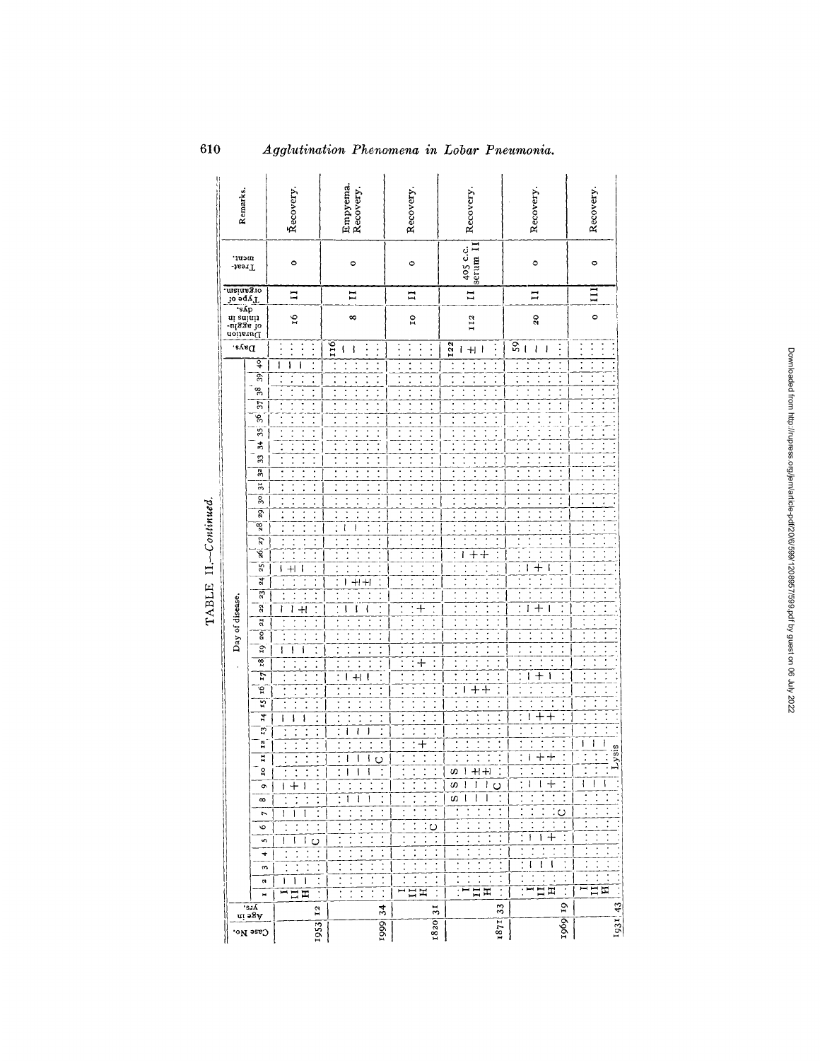TABLE II.—*Continued.*

| Case No. | Age in yrs. | | Day of disease. 1 | 2 | 3 | 4 | 5 | 6 | 7 | 8 | 9 | 10 | 11 | 12 | 13 | 14 | 15 | 16 | 17 | 18 | 19 | 20 | 21 | 22 | 23 | 24 | 25 | 26 | 27 | 28 | 29 | 30 | 31 | 32 | 33 | 34 | 35 | 36 | 37 | 38 | 39 | 40 | Days. | Duration of agglutinins in dys. | Type of organism. | Treatment. | Remarks. |
|---|---|---|---|---|---|---|---|---|---|---|---|---|---|---|---|---|---|---|---|---|---|---|---|---|---|---|---|---|---|---|---|---|---|---|---|---|---|---|---|---|---|---|---|---|---|---|---|
| 1953 | 12 | I | | − | | | − | | − | | − | | | | | − | | | | | − | | | − | | | − | | | | | | | | | | | | | | | − | | 16 | II | 0 | Recovery. |
| | | II | | − | | | − | | − | | + | | | | | − | | | | | − | | | − | | | ± | | | | | | | | | | | | | | | − | | | | | |
| | | H | | − | | | − | | − | | − | | | | | − | | | | | − | | | ± | | | − | | | | | | | | | | | | | | | − | | | | | |
| | | | | | | | C | | | | | | | | | | | | | | | | | | | | | | | | | | | | | | | | | | | | | | | | |
| 1999 | 34 | I | | | | | | | | − | | − | − | | − | | | | − | | | | | − | | − | | | | − | | | | | | | | | | | | | 116 − | 8 | II | 0 | Empyema. Recovery. |
| | | II | | | | | | | | − | | − | − | | − | | | | ± | | | | | − | | ± | | | | − | | | | | | | | | | | | | − | | | | |
| | | H | | | | | | | | − | | − | − | | − | | | | − | | | | | − | | ± | | | | | | | | | | | | | | | | | | | | | |
| | | | | | | | | | | | | | C | | | | | | | | | | | | | | | | | | | | | | | | | | | | | | | | |
| 1820 | 31 | I | | | | | | | | | | | | | | | | | | | | | | | | | | | | | | | | | | | | | | | | | | 10 | II | 0 | Recovery. |
| | | II | | | | | | | | | | | | + | | | | | | + | | | | + | | | | | | | | | | | | | | | | | | | | | | | |
| | | H | | | | | | | | | | | | | | | | | | | | | | | | | | | | | | | | | | | | | | | | | | | | | |
| | | | | | | | | C | | | | | | | | | | | | | | | | | | | | | | | | | | | | | | | | | | | | | | | |
| 1871 | 33 | S | | | | | | | | S | S | S | | | | | | | | | | | | | | | | | | | | | | | | | | | | | | | | 112 | II | 405 c.c. serum II | Recovery. |
| | | I | | | | | | | | − | − | − | | | | | | − | | | | | | | | | | − | | | | | | | | | | | | | | | 122 − | | | | |
| | | II | | | | | | | | − | − | ± | | | | | | + | | | | | | | | | | + | | | | | | | | | | | | | | | ± | | | | |
| | | H | | | | | | | | − | − | ± | | | | | | + | | | | | | | | | | + | | | | | | | | | | | | | | | − | | | | |
| | | | | | | | | | | | C | | | | | | | | | | | | | | | | | | | | | | | | | | | | | | | | | | | | |
| 1969 | 19 | I | | | − | | − | | | | − | | − | | | − | | | − | | | | | − | | | − | | | | | | | | | | | | | | | | 59 − | 20 | II | 0 | Recovery. |
| | | II | | | − | | − | | | | − | | + | | | + | | | + | | | | | + | | | + | | | | | | | | | | | | | | | | − | | | | |
| | | H | | | − | | + | | | | + | | + | | | + | | | − | | | | | − | | | − | | | | | | | | | | | | | | | | − | | | | |
| | | | | | | | | | C | | | | | | | | | | | | | | | | | | | | | | | | | | | | | | | | | | | | | | |
| 1931 | 43 | I | | | | | | | | | − | | | − | | | | | | | | | | | | | | | | | | | | | | | | | | | | | | 0 | III | 0 | Recovery. |
| | | II | | | | | | | | | − | | | − | | | | | | | | | | | | | | | | | | | | | | | | | | | | | | | | | |
| | | H | | | | | | | | | − | | | − | | | | | | | | | | | | | | | | | | | | | | | | | | | | | | | | | |
| | | | | | | | | | | | | | | Lysis | | | | | | | | | | | | | | | | | | | | | | | | | | | | | | | | | |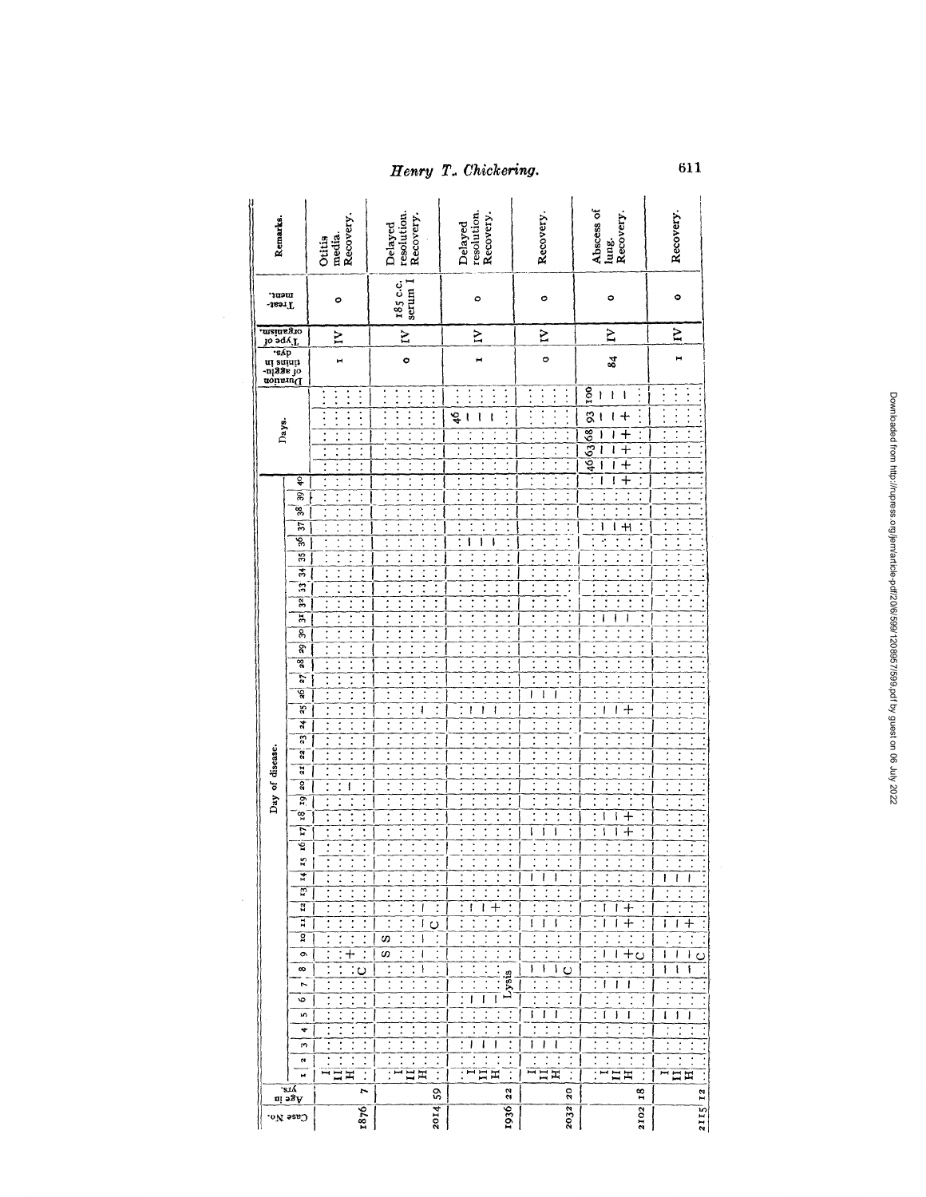| Case No. | Age in yrs. | | Day of disease. 1 | 2 | 3 | 4 | 5 | 6 | 7 | 8 | 9 | 10 | 11 | 12 | 13 | 14 | 15 | 16 | 17 | 18 | 19 | 20 | 21 | 22 | 23 | 24 | 25 | 26 | 27 | 28 | 29 | 30 | 31 | 32 | 33 | 34 | 35 | 36 | 37 | 38 | 39 | 40 | Days. | | | | | Duration of agglu-tinins in dys. | Type of organism. | Treat-ment. | Remarks. |
|---|---|---|---|---|---|---|---|---|---|---|---|---|---|---|---|---|---|---|---|---|---|---|---|---|---|---|---|---|---|---|---|---|---|---|---|---|---|---|---|---|---|---|---|---|---|---|---|---|---|---|
| 1876 | 7 | I | | | | | | | | | | | | | | | | | | | | | | | | | | | | | | | | | | | | | | | | | | | | 1 | IV | 0 | Otitis media. Recovery. |
| | | II | | | | | | | | | | | | | | | | | | | | — | | | | | | | | | | | | | | | | | | | | | | | | | | | |
| | | H | | | | | | | | | + | | | | | | | | | | | | | | | | | | | | | | | | | | | | | | | | | | | | | |
| | | | | | | | | | | C | | | | | | | | | | | | | | | | | | | | | | | | | | | | | | | | | | | | | | |
| 2014 | 59 | I | | | | | | | | | S | S | | | | | | | | | | | | | | | | | | | | | | | | | | | | | | | | | | 0 | IV | 185 c.c. serum I | Delayed resolution. Recovery. |
| | | II | | | | | | | | | | | | | | | | | | | | | | | | | | | | | | | | | | | | | | | | | | | | | | | |
| | | H | | | | | | | | — | — | | — | — | | | | | | | | | | | | | — | | | | | | | | | | | | | | | | | | | | | | | |
| | | | | | | | | | | | | | C | | | | | | | | | | | | | | | | | | | | | | | | | | | | | | | | | | | | |
| 1936 | 22 | I | | | — | | | — | | | | | | — | | | | | | | | | | | | | — | | | | | | | | | | | — | | | | | | | | 46: — | | 1 | IV | 0 | Delayed resolution. Recovery. |
| | | II | | | — | | | — | | | | | | — | | | | | | | | | | | | | — | | | | | | | | | | | — | | | | | | | | — | | | | | |
| | | H | | | — | | | — | | | | | | + | | | | | | | | | | | | | — | | | | | | | | | | | — | | | | | | | | — | | | | | |
| | | | | | | | | | Lysis | | | | | | | | | | | | | | | | | | | | | | | | | | | | | | | | | | | | | | | | |
| 2032 | 20 | I | | | — | | — | | | — | | | — | | | — | | | — | | | | | | | | | — | | | | | | | | | | | | | | | | | | | | 0 | IV | 0 | Recovery. |
| | | II | | | — | | — | | | — | | | — | | | — | | | — | | | | | | | | | — | | | | | | | | | | | | | | | | | | | | | | | |
| | | H | | | — | | — | | | — | | | — | | | — | | | — | | | | | | | | | — | | | | | | | | | | | | | | | | | | | | | | | |
| | | | | | | | | | | C | | | | | | | | | | | | | | | | | | | | | | | | | | | | | | | | | | | | | | |
| 2102 | 18 | I | | | | | — | | — | | — | | — | — | | | | | — | — | | | | | | | — | | | | | | — | | | | | | — | | | — | 46: — | 63: — | 68: — | 93: — | 100: — | 84 | IV | 0 | Abscess of lung. Recovery. |
| | | II | | | | | — | | — | | — | | — | — | | | | | — | — | | | | | | | — | | | | | | — | | | | | | — | | | — | — | — | — | — | — | | | | |
| | | H | | | | | — | | — | | + | | + | + | | | | | + | + | | | | | | | + | | | | | | — | | | | | | ± | | | + | + | + | + | + | — | | | | |
| | | | | | | | | | | | C | | | | | | | | | | | | | | | | | | | | | | | | | | | | | | | | | | | | | | |
| 2115 | 12 | I | | | | | — | | | — | — | | — | | | — | | | | | | | | | | | | | | | | | | | | | | | | | | | | | | 1 | IV | 0 | Recovery. |
| | | II | | | | | — | | | — | — | | — | | | — | | | | | | | | | | | | | | | | | | | | | | | | | | | | | | | | | |
| | | H | | | | | — | | | — | — | | + | | | — | | | | | | | | | | | | | | | | | | | | | | | | | | | | | | | | | |
| | | | | | | | | | | | C | | | | | | | | | | | | | | | | | | | | | | | | | | | | | | | | | | | | | | |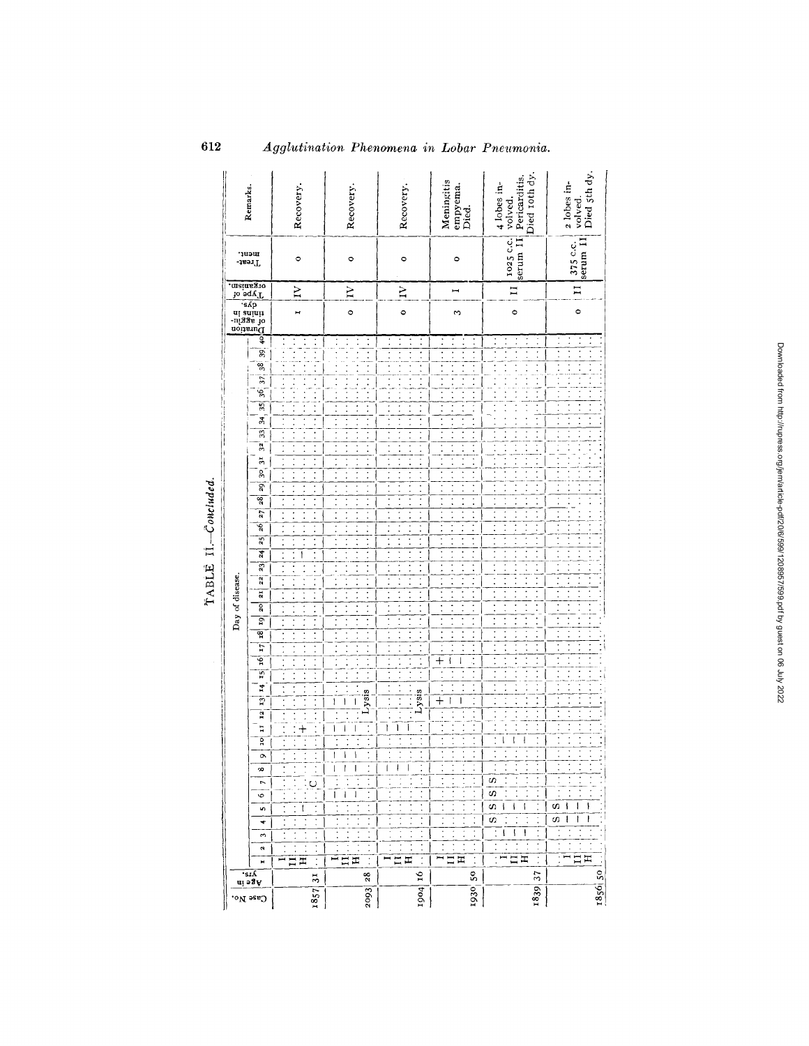TABLE II.—*Concluded.*

| Case No. | Age in yrs. | Row | Day of disease: 1 | 2 | 3 | 4 | 5 | 6 | 7 | 8 | 9 | 10 | 11 | 12 | 13 | 14 | 15 | 16 | 17–40 | Duration of agglutinins in dys. | Type of organism. | Treatment. | Remarks. |
|---|---|---|---|---|---|---|---|---|---|---|---|---|---|---|---|---|---|---|---|---|---|---|---|
| 1857 | 31 | I | | | | | | | | | | | | | | | | | | 1 | IV | 0 | Recovery. |
| | | II | | | | | | | | | | | + | | | | | | | | | | |
| | | H | | | | | — | | C | | | | | | | | | | | | | | |
| 2093 | 28 | I | | | | | | — | | — | — | — | — | | — | | | | | 0 | IV | 0 | Recovery. |
| | | II | | | | | | — | | — | — | — | — | | — | | | | | | | | |
| | | H | | | | | | | | | | | | | Lysis | | | | | | | | |
| 1904 | 16 | I | | | | | | | | — | — | | — | | | | | | | 0 | IV | 0 | Recovery. |
| | | II | | | | | | | | | | | | | | | | | | | | | |
| | | H | | | | | | | | | | | | Lysis | | | | | | | | | |
| 1939 | 50 | I | | | | | | | | | | | | | + | | | + | | 3 | I | 0 | Meningitis empyema. Died. |
| | | II | | | | | | | | | | | | | — | | | — | | | | | |
| | | H | | | | | | | | | | | | | — | | | — | | | | | |
| 1839 | 37 | I | | | — | S | S | S | S | | | | | | | | | | | 0 | II | 1025 c.c. serum II | 4 lobes involved. Pericarditis. Died 10th dy. |
| | | II | | | — | | — | | | | | — | | | | | | | | | | | |
| | | H | | | — | | — | | | | | — | | | | | | | | | | | |
| 1856 | 50 | I | | | | S | S | | | | | | | | | | | | | 0 | II | 375 c.c. serum II | 2 lobes involved. Died 5th dy. |
| | | II | | | | — | — | | | | | | | | | | | | | | | | |
| | | H | | | | — | — | | | | | | | | | | | | | | | | |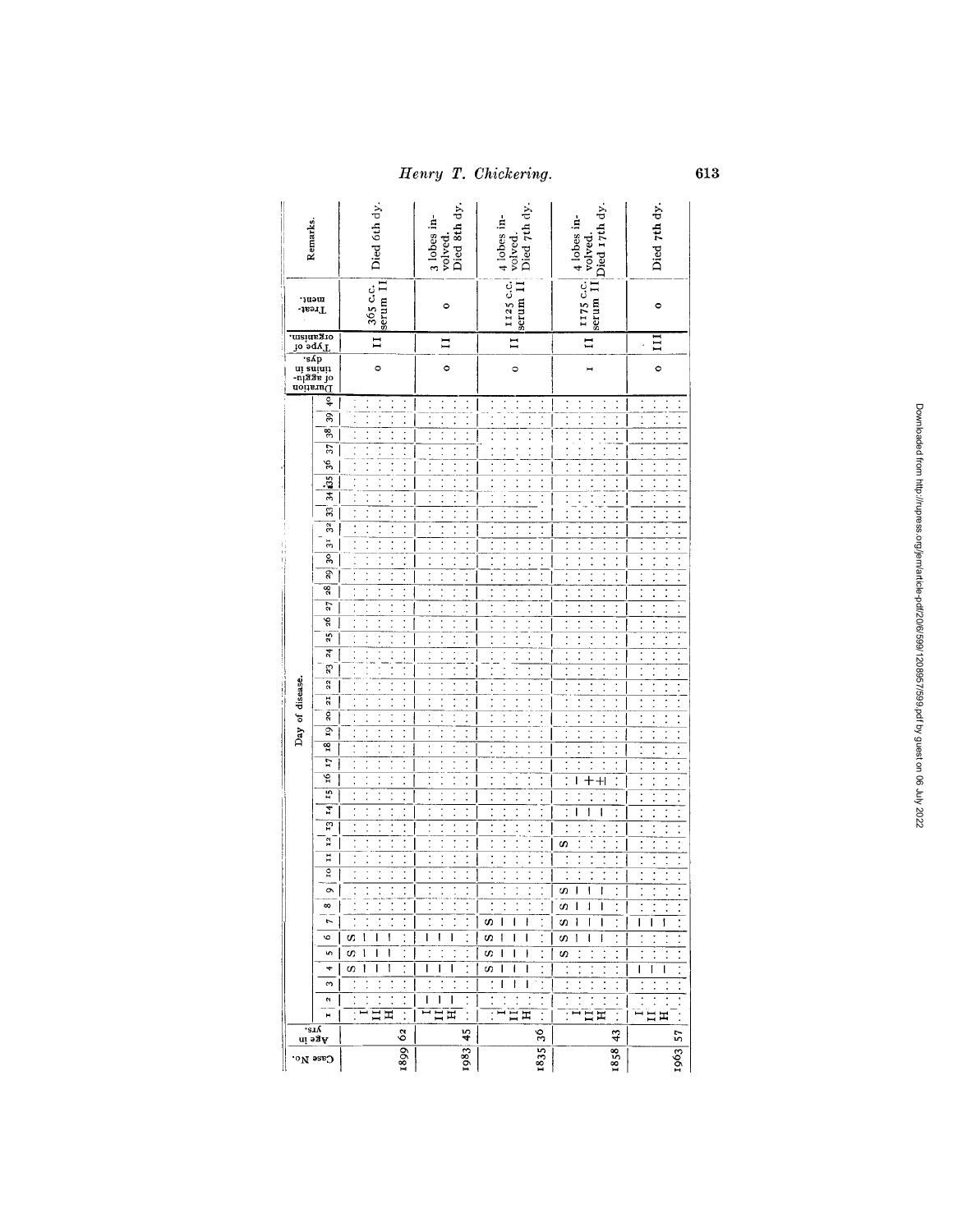| Case No. | Age in yrs. | | Day of disease. | | | | | | | | | | | | | | | | | | | | | | | | | | | | | | | | | | | | | | | Duration of agglutinins in dys. | Type of organism. | Treatment. | Remarks. |
|---|---|---|---|---|---|---|---|---|---|---|---|---|---|---|---|---|---|---|---|---|---|---|---|---|---|---|---|---|---|---|---|---|---|---|---|---|---|---|---|---|---|---|---|---|---|---|
| | | | 1 | 2 | 3 | 4 | 5 | 6 | 7 | 8 | 9 | 10 | 11 | 12 | 13 | 14 | 15 | 16 | 17 | 18 | 19 | 20 | 21 | 22 | 23 | 24 | 25 | 26 | 27 | 28 | 29 | 30 | 31 | 32 | 33 | 34 | 35 | 36 | 37 | 38 | 39 | 40 | | | | |
| 1899 | 62 | | | | | S | S | S | | | | | | | | | | | | | | | | | | | | | | | | | | | | | | | | | | | 0 | II | 365 c.c. serum II | Died 6th dy. |
| | | I | | | | — | — | — | | | | | | | | | | | | | | | | | | | | | | | | | | | | | | | | | | | | | | |
| | | II | | | | — | — | — | | | | | | | | | | | | | | | | | | | | | | | | | | | | | | | | | | | | | | |
| | | H | | | | — | — | — | | | | | | | | | | | | | | | | | | | | | | | | | | | | | | | | | | | | | | |
| 1983 | 45 | I | | — | | — | | — | | | | | | | | | | | | | | | | | | | | | | | | | | | | | | | | | | | 0 | II | 0 | 3 lobes involved. Died 8th dy. |
| | | II | | — | | — | | — | | | | | | | | | | | | | | | | | | | | | | | | | | | | | | | | | | | | | | |
| | | H | | — | | — | | — | | | | | | | | | | | | | | | | | | | | | | | | | | | | | | | | | | | | | | |
| 1835 | 36 | | | | | S | S | S | S | | | | | | | | | | | | | | | | | | | | | | | | | | | | | | | | | | 0 | II | 1125 c.c. serum II | 4 lobes involved. Died 7th dy. |
| | | I | | | — | — | — | — | — | | | | | | | | | | | | | | | | | | | | | | | | | | | | | | | | | | | | | |
| | | II | | | — | — | — | — | — | | | | | | | | | | | | | | | | | | | | | | | | | | | | | | | | | | | | | |
| | | H | | | — | — | — | — | — | | | | | | | | | | | | | | | | | | | | | | | | | | | | | | | | | | | | | |
| 1858 | 43 | | | | | | S | S | S | S | S | | | S | | | | | | | | | | | | | | | | | | | | | | | | | | | | | 1 | II | 1175 c.c. serum II | 4 lobes involved. Died 17th dy. |
| | | I | | | | | | — | — | — | — | | | | | — | | — | | | | | | | | | | | | | | | | | | | | | | | | | | | | |
| | | II | | | | | | — | — | — | — | | | | | — | | + | | | | | | | | | | | | | | | | | | | | | | | | | | | | |
| | | H | | | | | | — | — | — | — | | | | | — | | ± | | | | | | | | | | | | | | | | | | | | | | | | | | | | |
| 1963 | 57 | I | | | | — | | | — | | | | | | | | | | | | | | | | | | | | | | | | | | | | | | | | | | 0 | III | 0 | Died 7th dy. |
| | | II | | | | — | | | — | | | | | | | | | | | | | | | | | | | | | | | | | | | | | | | | | | | | | |
| | | H | | | | — | | | — | | | | | | | | | | | | | | | | | | | | | | | | | | | | | | | | | | | | | |